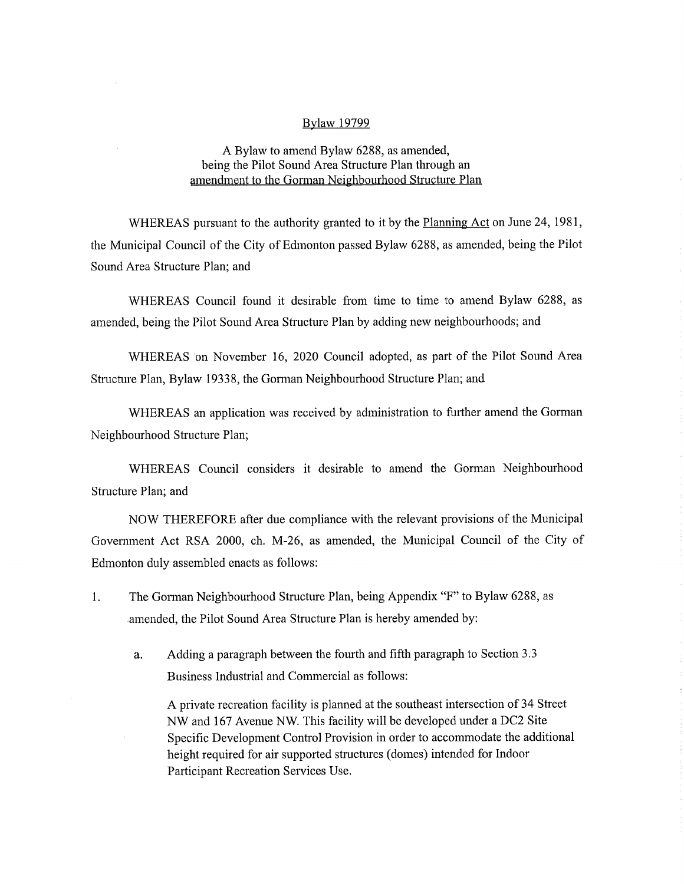# Bylaw 19799

A Bylaw to amend Bylaw 6288, as amended, being the Pilot Sound Area Structure Plan through an amendment to the Gorman Neighbourhood Structure Plan

WHEREAS pursuant to the authority granted to it by the Planning Act on June 24, 1981, the Municipal Council of the City of Edmonton passed Bylaw 6288, as amended, being the Pilot Sound Area Structure Plan; and

WHEREAS Council found it desirable from time to time to amend Bylaw 6288, as amended, being the Pilot Sound Area Structure Plan by adding new neighbourhoods; and

WHEREAS on November 16, 2020 Council adopted, as part of the Pilot Sound Area Structure Plan, Bylaw 19338, the Gorman Neighbourhood Structure Plan; and

WHEREAS an application was received by administration to further amend the Gorman Neighbourhood Structure Plan;

WHEREAS Council considers it desirable to amend the Gorman Neighbourhood Structure Plan; and

NOW THEREFORE after due compliance with the relevant provisions of the Municipal Government Act RSA 2000, ch. M-26, as amended, the Municipal Council of the City of Edmonton duly assembled enacts as follows:

1. The Gorman Neighbourhood Structure Plan, being Appendix "F" to Bylaw 6288, as amended, the Pilot Sound Area Structure Plan is hereby amended by:

   a. Adding a paragraph between the fourth and fifth paragraph to Section 3.3 Business Industrial and Commercial as follows:

      A private recreation facility is planned at the southeast intersection of 34 Street NW and 167 Avenue NW. This facility will be developed under a DC2 Site Specific Development Control Provision in order to accommodate the additional height required for air supported structures (domes) intended for Indoor Participant Recreation Services Use.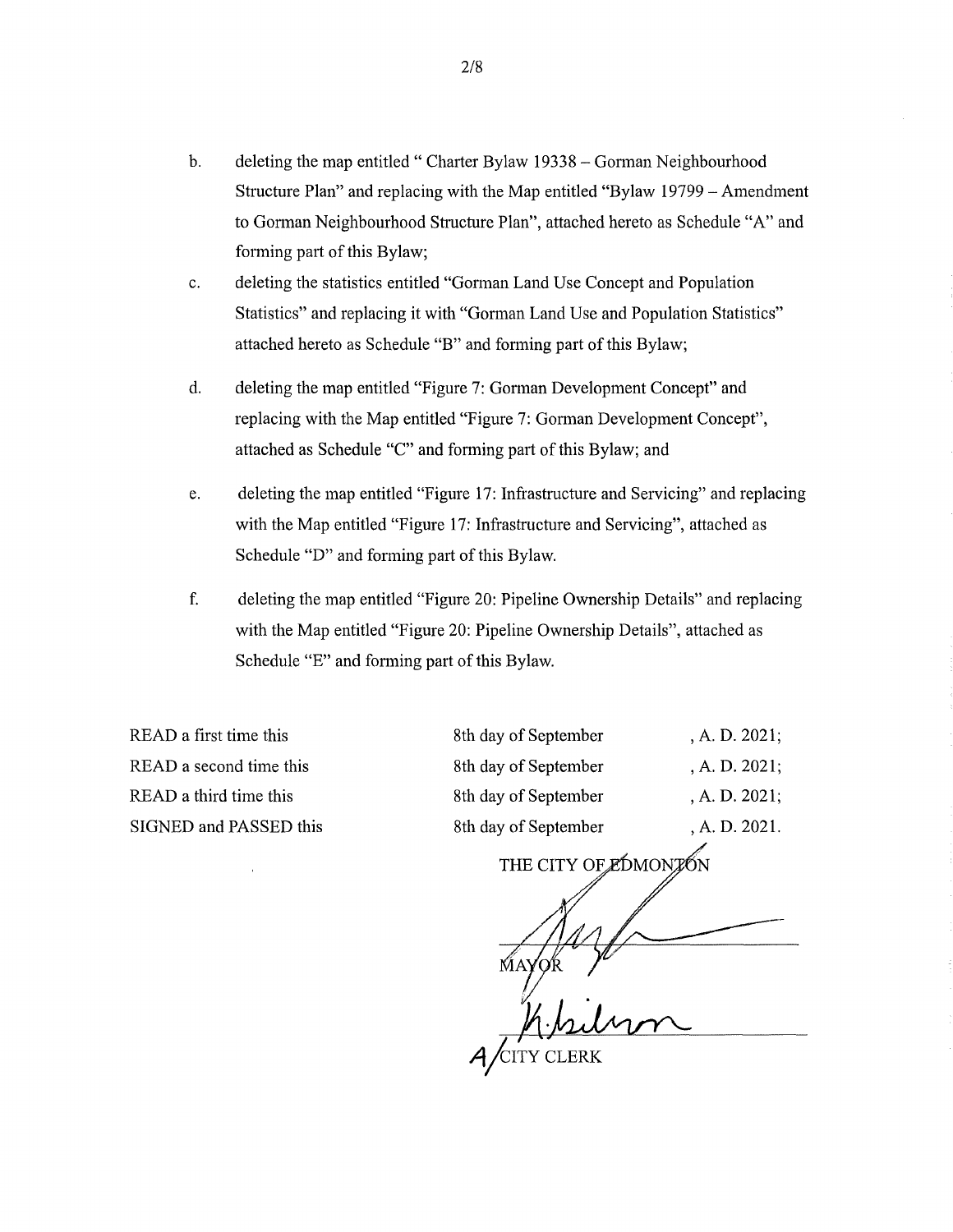b. deleting the map entitled " Charter Bylaw 19338 – Gorman Neighbourhood Structure Plan" and replacing with the Map entitled "Bylaw 19799 – Amendment to Gorman Neighbourhood Structure Plan", attached hereto as Schedule "A" and forming part of this Bylaw;

c. deleting the statistics entitled "Gorman Land Use Concept and Population Statistics" and replacing it with "Gorman Land Use and Population Statistics" attached hereto as Schedule "B" and forming part of this Bylaw;

d. deleting the map entitled "Figure 7: Gorman Development Concept" and replacing with the Map entitled "Figure 7: Gorman Development Concept", attached as Schedule "C" and forming part of this Bylaw; and

e. deleting the map entitled "Figure 17: Infrastructure and Servicing" and replacing with the Map entitled "Figure 17: Infrastructure and Servicing", attached as Schedule "D" and forming part of this Bylaw.

f. deleting the map entitled "Figure 20: Pipeline Ownership Details" and replacing with the Map entitled "Figure 20: Pipeline Ownership Details", attached as Schedule "E" and forming part of this Bylaw.

| | | |
|---|---|---|
| READ a first time this | 8th day of September | , A. D. 2021; |
| READ a second time this | 8th day of September | , A. D. 2021; |
| READ a third time this | 8th day of September | , A. D. 2021; |
| SIGNED and PASSED this | 8th day of September | , A. D. 2021. |

THE CITY OF EDMONTON

MAYOR

A/CITY CLERK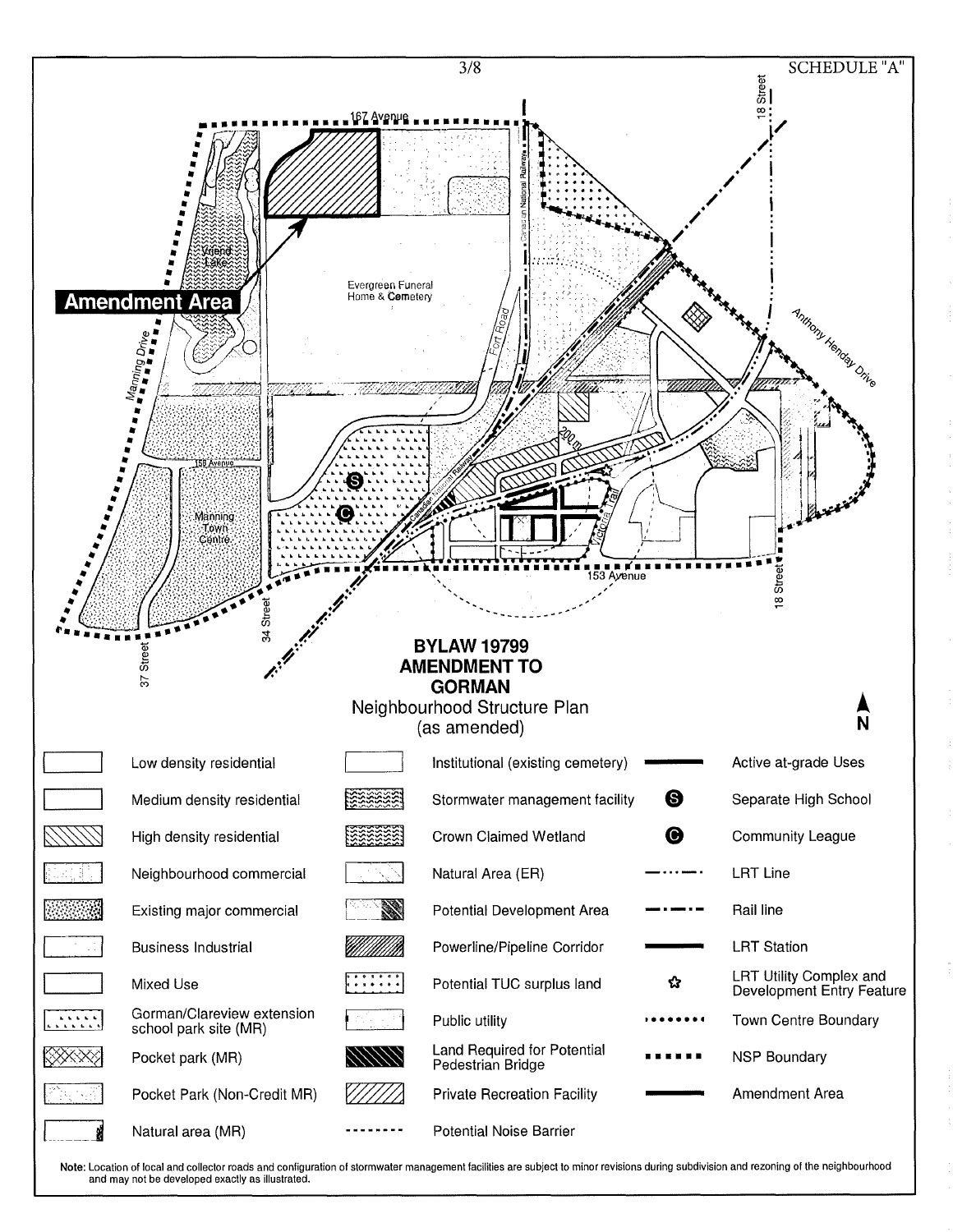SCHEDULE "A"

**Amendment Area**

167 Avenue

18 Street

Vriend Lake

Evergreen Funeral Home & Cemetery

Fort Road

Canadian National Railway

Anthony Henday Drive

Manning Drive

158 Avenue

Manning Town Centre

200m

Victoria Trail

153 Avenue

34 Street

37 Street

## BYLAW 19799 AMENDMENT TO GORMAN

Neighbourhood Structure Plan (as amended)

N

| Legend | Legend | Legend |
|---|---|---|
| Low density residential | Institutional (existing cemetery) | Active at-grade Uses |
| Medium density residential | Stormwater management facility | Separate High School |
| High density residential | Crown Claimed Wetland | Community League |
| Neighbourhood commercial | Natural Area (ER) | LRT Line |
| Existing major commercial | Potential Development Area | Rail line |
| Business Industrial | Powerline/Pipeline Corridor | LRT Station |
| Mixed Use | Potential TUC surplus land | LRT Utility Complex and Development Entry Feature |
| Gorman/Clareview extension school park site (MR) | Public utility | Town Centre Boundary |
| Pocket park (MR) | Land Required for Potential Pedestrian Bridge | NSP Boundary |
| Pocket Park (Non-Credit MR) | Private Recreation Facility | Amendment Area |
| Natural area (MR) | Potential Noise Barrier | |

**Note:** Location of local and collector roads and configuration of stormwater management facilities are subject to minor revisions during subdivision and rezoning of the neighbourhood and may not be developed exactly as illustrated.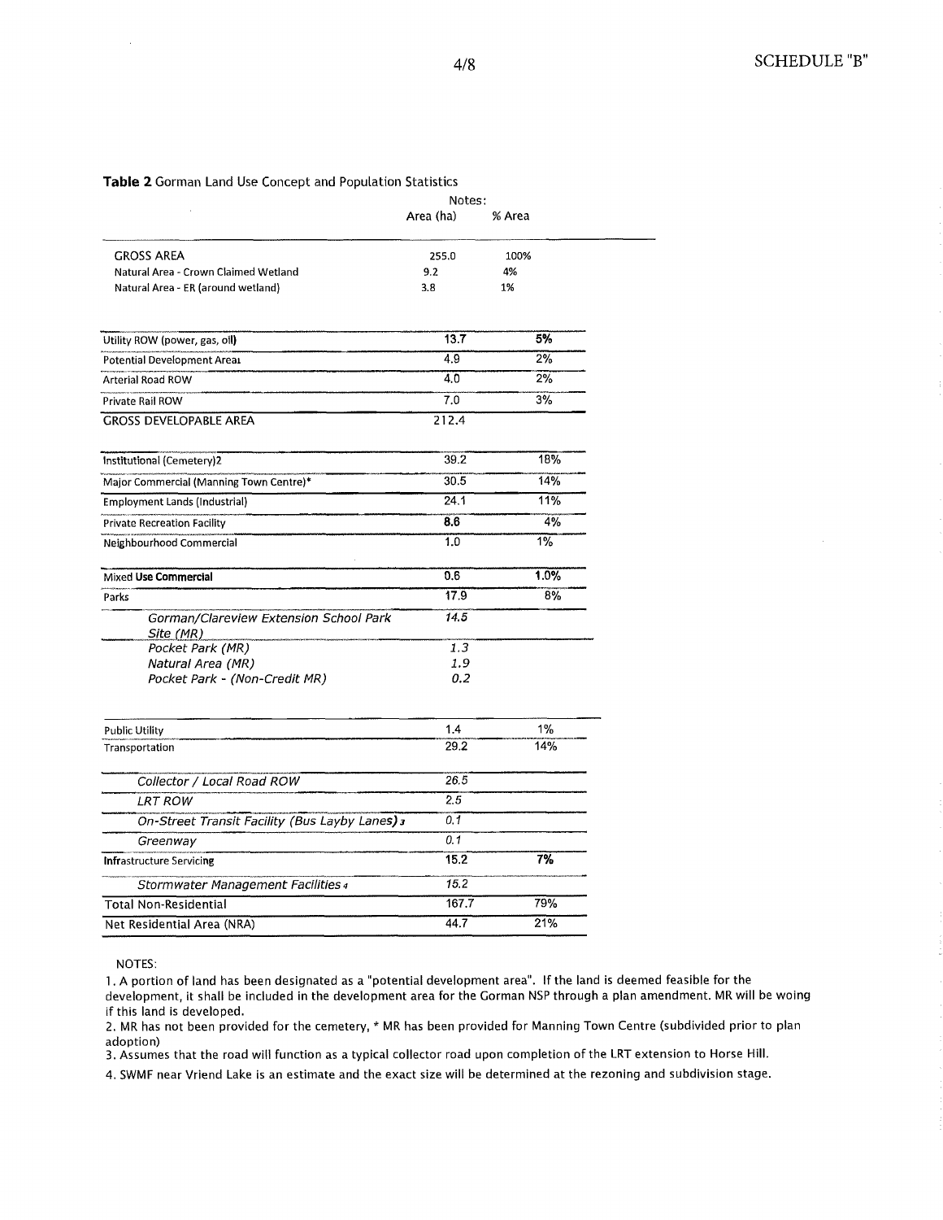SCHEDULE "B"

**Table 2** Gorman Land Use Concept and Population Statistics

| | Area (ha) | % Area |
|---|---|---|
| GROSS AREA | 255.0 | 100% |
| Natural Area - Crown Claimed Wetland | 9.2 | 4% |
| Natural Area - ER (around wetland) | 3.8 | 1% |
| Utility ROW (power, gas, oil) | 13.7 | 5% |
| Potential Development Area1 | 4.9 | 2% |
| Arterial Road ROW | 4.0 | 2% |
| Private Rail ROW | 7.0 | 3% |
| GROSS DEVELOPABLE AREA | 212.4 | |
| Institutional (Cemetery)2 | 39.2 | 18% |
| Major Commercial (Manning Town Centre)* | 30.5 | 14% |
| Employment Lands (Industrial) | 24.1 | 11% |
| Private Recreation Facility | 8.6 | 4% |
| Neighbourhood Commercial | 1.0 | 1% |
| Mixed **Use Commercial** | 0.6 | 1.0% |
| Parks | 17.9 | 8% |
| *Gorman/Clareview Extension School Park Site (MR)* | *14.5* | |
| *Pocket Park (MR)* | *1.3* | |
| *Natural Area (MR)* | *1.9* | |
| *Pocket Park - (Non-Credit MR)* | *0.2* | |
| Public Utility | 1.4 | 1% |
| Transportation | 29.2 | 14% |
| *Collector / Local Road ROW* | *26.5* | |
| *LRT ROW* | *2.5* | |
| *On-Street Transit Facility (Bus Layby Lanes) 3* | *0.1* | |
| *Greenway* | *0.1* | |
| **Infrastructure Servicing** | 15.2 | 7% |
| *Stormwater Management Facilities 4* | *15.2* | |
| Total Non-Residential | 167.7 | 79% |
| Net Residential Area (NRA) | 44.7 | 21% |

NOTES:

1. A portion of land has been designated as a "potential development area". If the land is deemed feasible for the development, it shall be included in the development area for the Gorman NSP through a plan amendment. MR will be woing if this land is developed.
2. MR has not been provided for the cemetery, * MR has been provided for Manning Town Centre (subdivided prior to plan adoption)
3. Assumes that the road will function as a typical collector road upon completion of the LRT extension to Horse Hill.
4. SWMF near Vriend Lake is an estimate and the exact size will be determined at the rezoning and subdivision stage.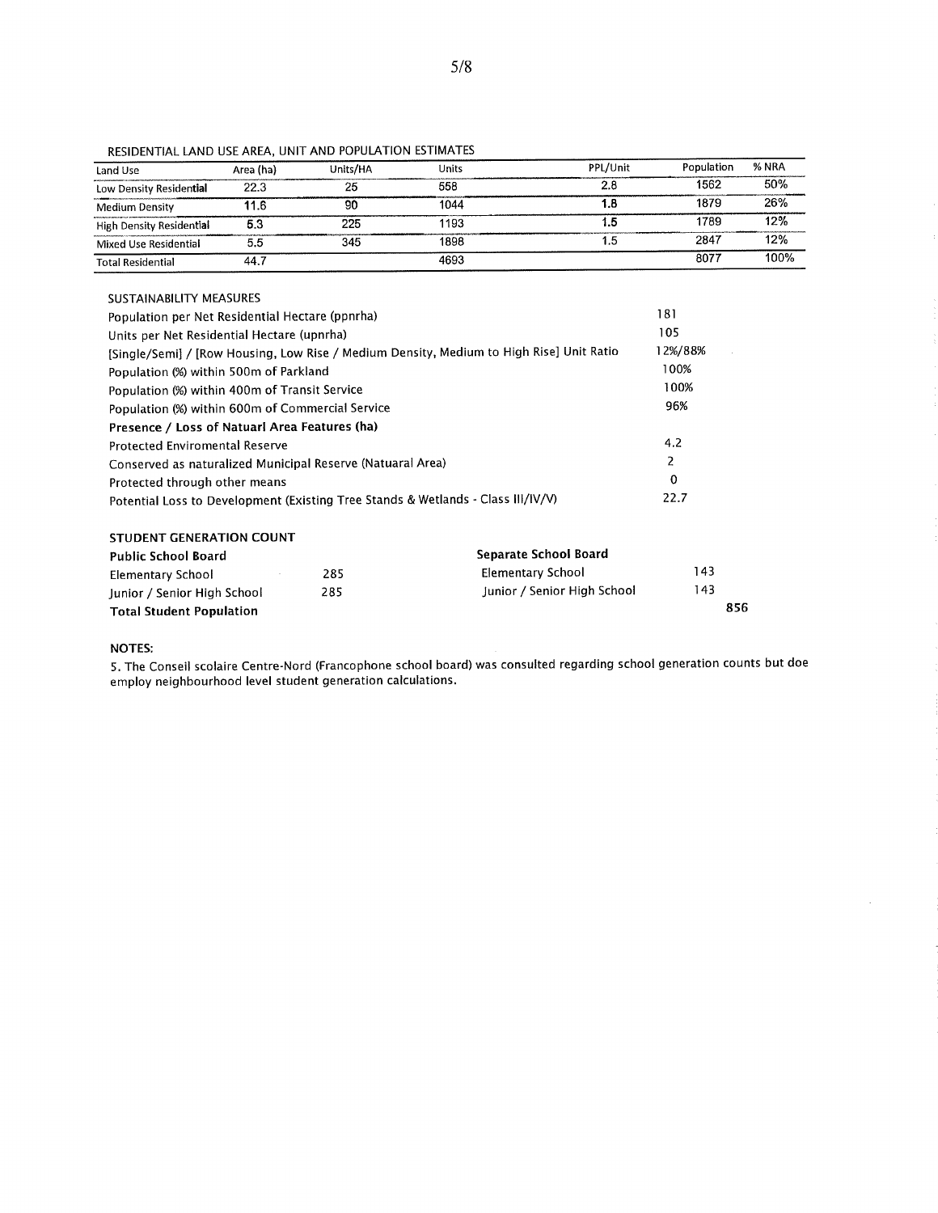RESIDENTIAL LAND USE AREA, UNIT AND POPULATION ESTIMATES

| Land Use | Area (ha) | Units/HA | Units | PPL/Unit | Population | % NRA |
|---|---|---|---|---|---|---|
| Low Density Residential | 22.3 | 25 | 558 | 2.8 | 1562 | 50% |
| Medium Density | 11.6 | 90 | 1044 | 1.8 | 1879 | 26% |
| High Density Residential | 5.3 | 225 | 1193 | 1.5 | 1789 | 12% |
| Mixed Use Residential | 5.5 | 345 | 1898 | 1.5 | 2847 | 12% |
| Total Residential | 44.7 | | 4693 | | 8077 | 100% |

SUSTAINABILITY MEASURES

| | |
|---|---|
| Population per Net Residential Hectare (ppnrha) | 181 |
| Units per Net Residential Hectare (upnrha) | 105 |
| [Single/Semi] / [Row Housing, Low Rise / Medium Density, Medium to High Rise] Unit Ratio | 12%/88% |
| Population (%) within 500m of Parkland | 100% |
| Population (%) within 400m of Transit Service | 100% |
| Population (%) within 600m of Commercial Service | 96% |
| **Presence / Loss of Natuarl Area Features (ha)** | |
| Protected Enviromental Reserve | 4.2 |
| Conserved as naturalized Municipal Reserve (Natuaral Area) | 2 |
| Protected through other means | 0 |
| Potential Loss to Development (Existing Tree Stands & Wetlands - Class III/IV/V) | 22.7 |

**STUDENT GENERATION COUNT**

| **Public School Board** | | **Separate School Board** | |
|---|---|---|---|
| Elementary School | 285 | Elementary School | 143 |
| Junior / Senior High School | 285 | Junior / Senior High School | 143 |
| **Total Student Population** | | | **856** |

**NOTES:**

5. The Conseil scolaire Centre-Nord (Francophone school board) was consulted regarding school generation counts but doe employ neighbourhood level student generation calculations.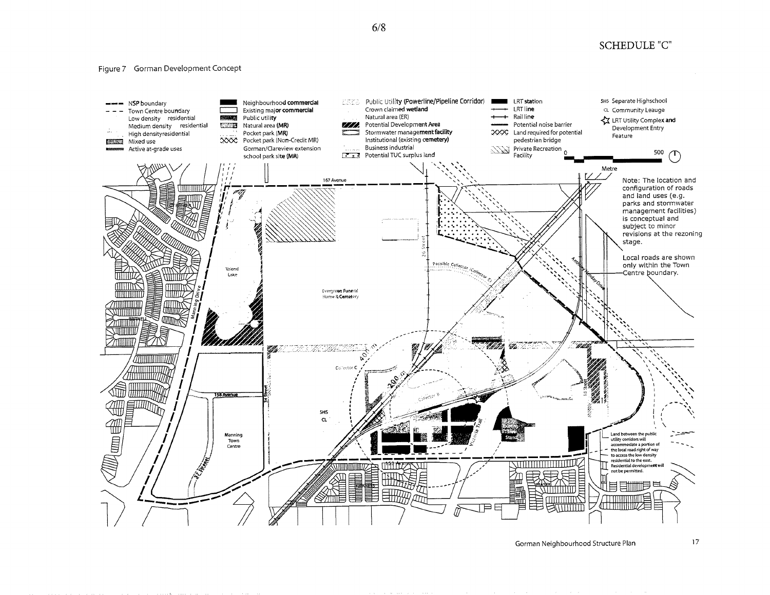SCHEDULE "C"

Figure 7 Gorman Development Concept

- NSP boundary
- Town Centre boundary
- Low density residential
- Medium density residential
- High density residential
- Mixed use
- Active at-grade uses
- Neighbourhood commercial
- Existing major commercial
- Public utility
- Natural area (MR)
- Pocket park (MR)
- Pocket park (Non-Credit MR)
- Gorman/Clareview extension school park site (MR)
- Public Utility (Powerline/Pipeline Corridor)
- Crown claimed wetland
- Natural area (ER)
- Potential Development Area
- Stormwater management facility
- Institutional (existing cemetery)
- Business industrial
- Potential TUC surplus land
- LRT station
- LRT line
- Rail line
- Potential noise barrier
- Land required for potential pedestrian bridge
- Private Recreation Facility
- SHS Separate Highschool
- CL Community Leauge
- LRT Utility Complex and Development Entry Feature

0 — 500 Metre

Note: The location and configuration of roads and land uses (e.g. parks and stormwater management facilities) is conceptual and subject to minor revisions at the rezoning stage.

Local roads are shown only within the Town Centre boundary.

Land between the public utility corridors will accommodate a portion of the local road right of way to access the low density residential to the east. Residential development will not be permitted.

167 Avenue, 26 Street, Possible Collector (Collector E), Anthony Henday Drive, Vriend Lake, Evergreen Funeral Home & Cemetery, Manning Drive, Brintnell, 158 Avenue, 34 Street, Manning Town Centre, 32 Street, Collector C, Collector B, 400 m, 200 m, SHS, CL, Victoria Trail, Existing Stand, 18 Street, 153 Avenue, Fraser

Gorman Neighbourhood Structure Plan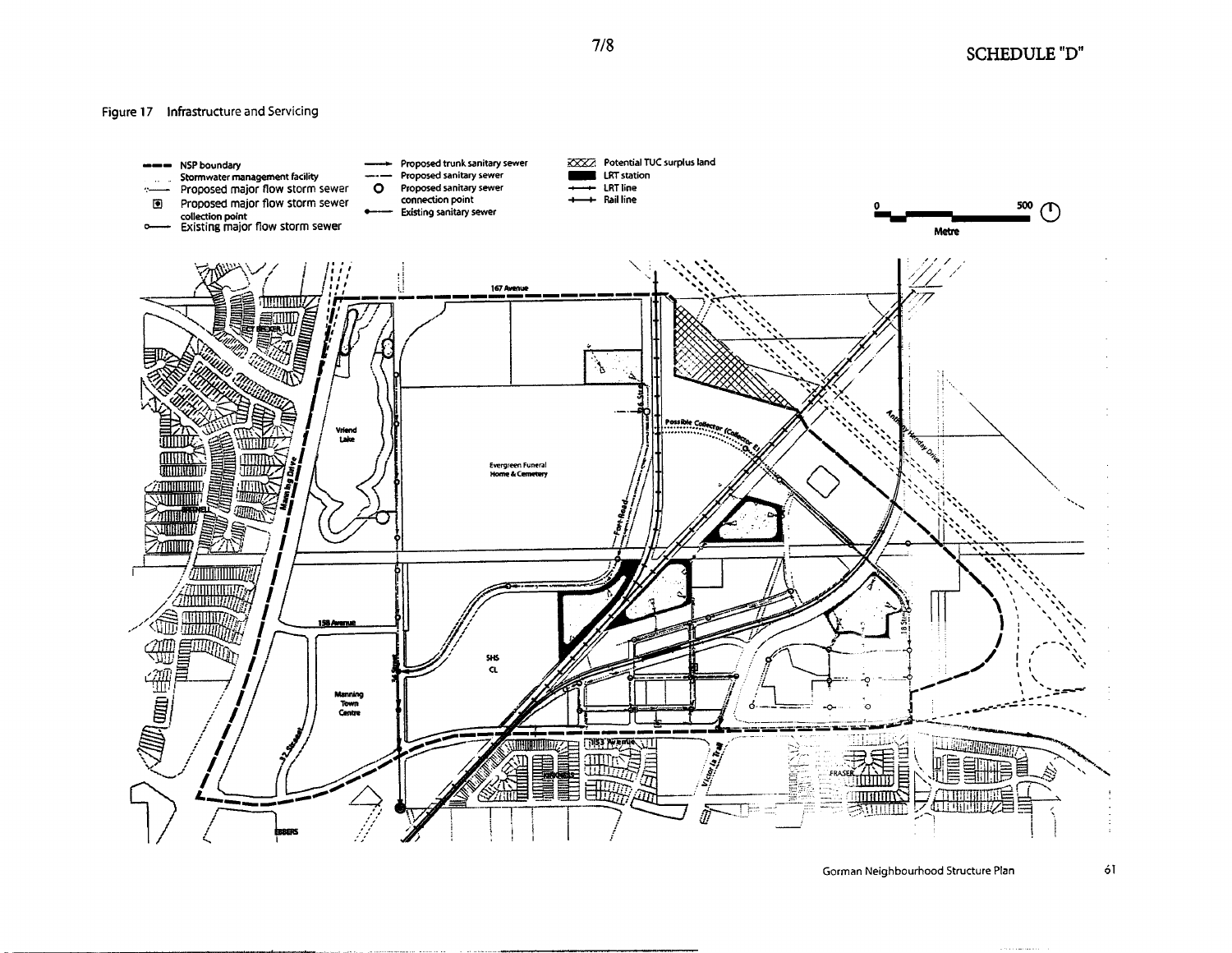# SCHEDULE "D"

Figure 17 Infrastructure and Servicing

- NSP boundary
- Stormwater management facility
- Proposed major flow storm sewer
- Proposed major flow storm sewer collection point
- Existing major flow storm sewer
- Proposed trunk sanitary sewer
- Proposed sanitary sewer
- Proposed sanitary sewer connection point
- Existing sanitary sewer
- Potential TUC surplus land
- LRT station
- LRT line
- Rail line

0 500 Metre

167 Avenue

Vriend Lake

Evergreen Funeral Home & Cemetery

Possible Collector (Collector E)

Anthony Henday Drive

Fort Road

Manning Drive

158 Avenue

Manning Town Centre

SHS CL

153 Avenue

18 Street

34 Street

32 Street

Victoria Trail

FRASER

EBBERS

BRINTNELL

MCCONACHIE

KIRKNESS

Gorman Neighbourhood Structure Plan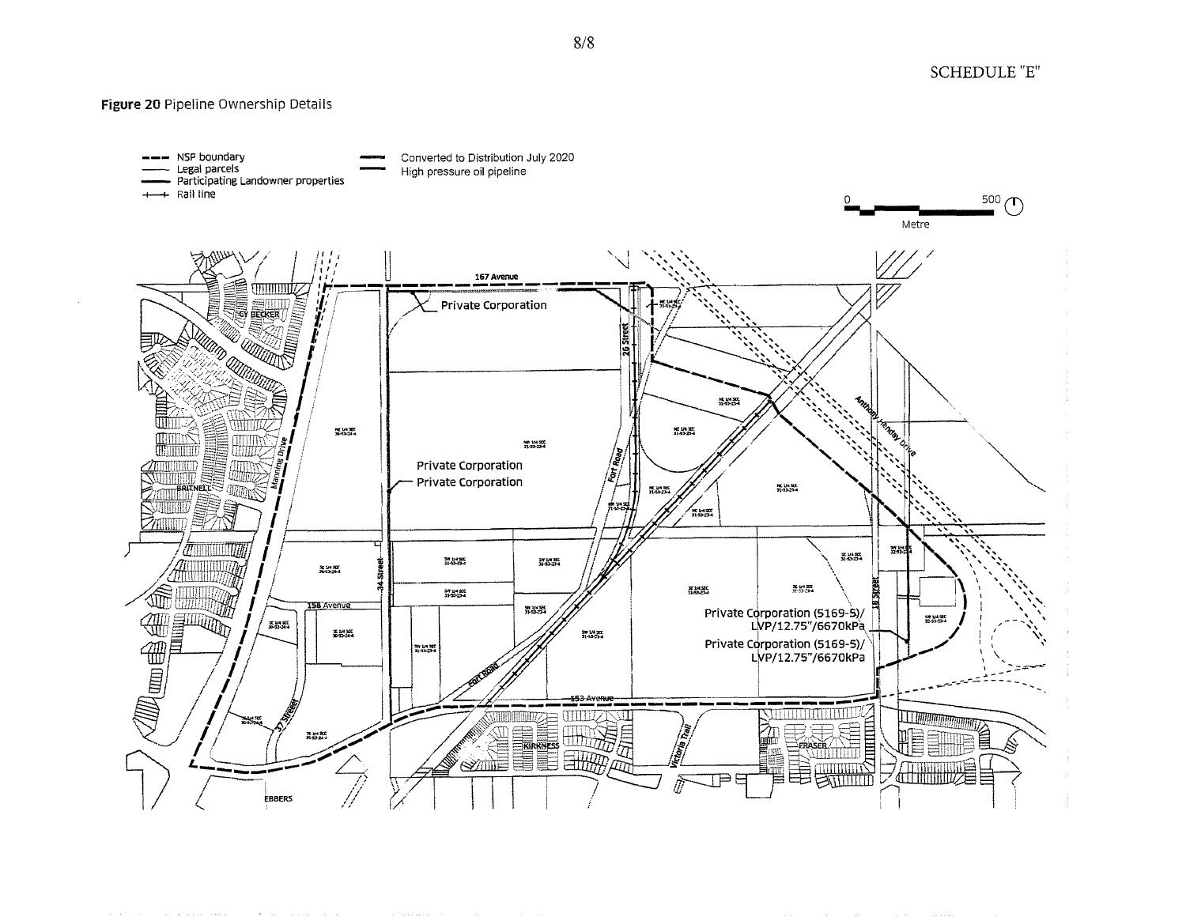SCHEDULE "E"

**Figure 20** Pipeline Ownership Details

NSP boundary
Legal parcels
Participating Landowner properties
Rail line
Converted to Distribution July 2020
High pressure oil pipeline

0
500
Metre

167 Avenue
Private Corporation
26 Street
Anthony Henday Drive
CY BECKER
BRINTNELL
Manning Drive
Private Corporation
Private Corporation
Fort Road
34 Street
158 Avenue
18 Street
Private Corporation (5169-5)/
LVP/12.75"/6670kPa
Private Corporation (5169-5)/
LVP/12.75"/6670kPa
Fort Road
37 Street
153 Avenue
Victoria Trail
KIRKNESS
FRASER
EBBERS